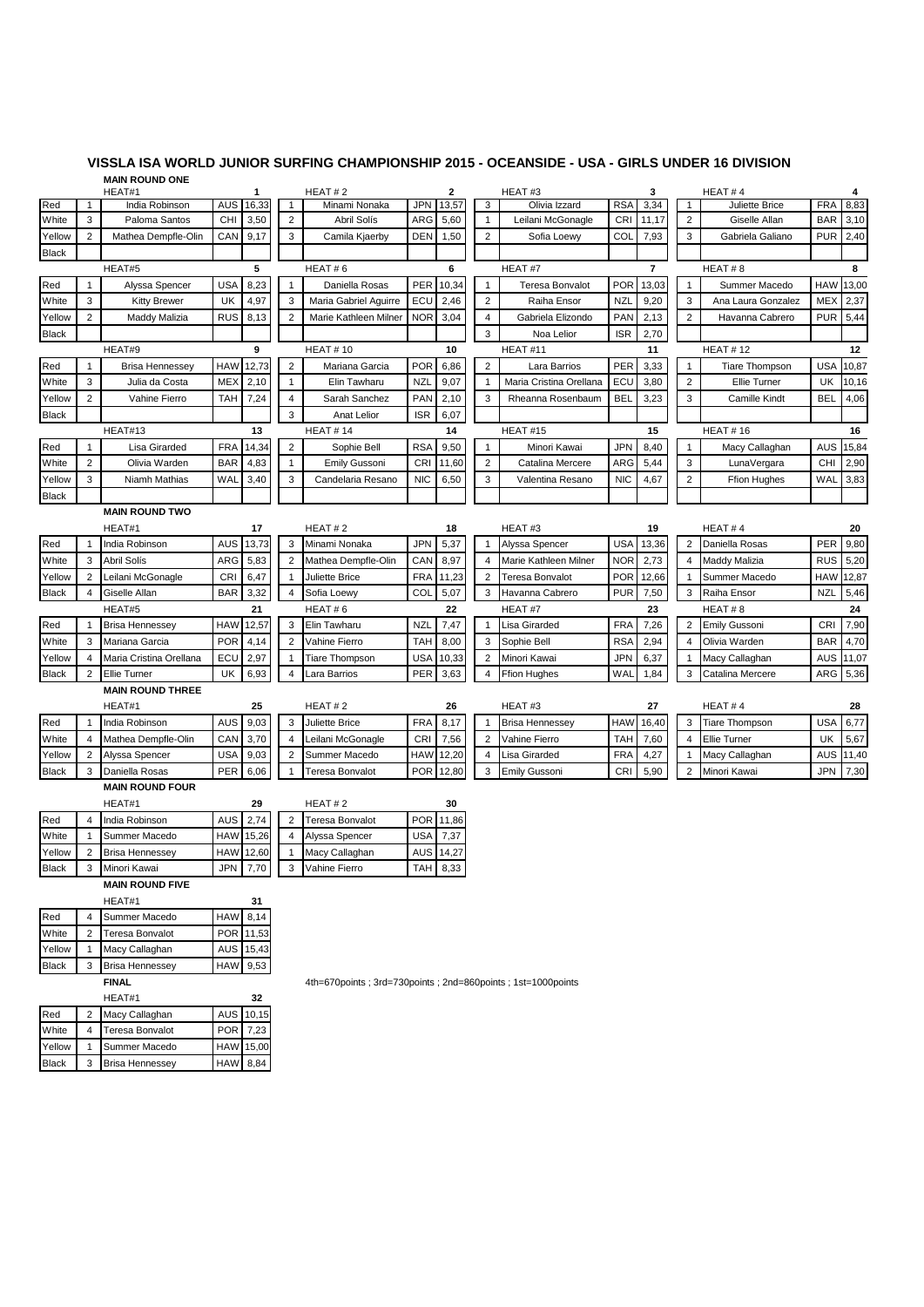## VISSLA ISA WORLD JUNIOR SURFING CHAMPIONSHIP 2015 - OCEANSIDE - USA - GIRLS UNDER 16 DIVISION

### MAIN ROUND ONE

| | | HEAT#1 | | 1 | | HEAT # 2 | | 2 | | HEAT #3 | | 3 | | HEAT # 4 | | 4 |
|---|---|---|---|---|---|---|---|---|---|---|---|---|---|---|---|---|
| Red | 1 | India Robinson | AUS | 16,33 | 1 | Minami Nonaka | JPN | 13,57 | 3 | Olivia Izzard | RSA | 3,34 | 1 | Juliette Brice | FRA | 8,83 |
| White | 3 | Paloma Santos | CHI | 3,50 | 2 | Abril Solís | ARG | 5,60 | 1 | Leilani McGonagle | CRI | 11,17 | 2 | Giselle Allan | BAR | 3,10 |
| Yellow | 2 | Mathea Dempfle-Olin | CAN | 9,17 | 3 | Camila Kjaerby | DEN | 1,50 | 2 | Sofia Loewy | COL | 7,93 | 3 | Gabriela Galiano | PUR | 2,40 |
| Black | | | | | | | | | | | | | | | | |

| | | HEAT#5 | | 5 | | HEAT # 6 | | 6 | | HEAT #7 | | 7 | | HEAT # 8 | | 8 |
|---|---|---|---|---|---|---|---|---|---|---|---|---|---|---|---|---|
| Red | 1 | Alyssa Spencer | USA | 8,23 | 1 | Daniella Rosas | PER | 10,34 | 1 | Teresa Bonvalot | POR | 13,03 | 1 | Summer Macedo | HAW | 13,00 |
| White | 3 | Kitty Brewer | UK | 4,97 | 3 | Maria Gabriel Aguirre | ECU | 2,46 | 2 | Raiha Ensor | NZL | 9,20 | 3 | Ana Laura Gonzalez | MEX | 2,37 |
| Yellow | 2 | Maddy Malizia | RUS | 8,13 | 2 | Marie Kathleen Milner | NOR | 3,04 | 4 | Gabriela Elizondo | PAN | 2,13 | 2 | Havanna Cabrero | PUR | 5,44 |
| Black | | | | | | | | | 3 | Noa Lelior | ISR | 2,70 | | | | |

| | | HEAT#9 | | 9 | | HEAT # 10 | | 10 | | HEAT #11 | | 11 | | HEAT # 12 | | 12 |
|---|---|---|---|---|---|---|---|---|---|---|---|---|---|---|---|---|
| Red | 1 | Brisa Hennessey | HAW | 12,73 | 2 | Mariana Garcia | POR | 6,86 | 2 | Lara Barrios | PER | 3,33 | 1 | Tiare Thompson | USA | 10,87 |
| White | 3 | Julia da Costa | MEX | 2,10 | 1 | Elin Tawharu | NZL | 9,07 | 1 | Maria Cristina Orellana | ECU | 3,80 | 2 | Ellie Turner | UK | 10,16 |
| Yellow | 2 | Vahine Fierro | TAH | 7,24 | 4 | Sarah Sanchez | PAN | 2,10 | 3 | Rheanna Rosenbaum | BEL | 3,23 | 3 | Camille Kindt | BEL | 4,06 |
| Black | | | | | 3 | Anat Lelior | ISR | 6,07 | | | | | | | | |

| | | HEAT#13 | | 13 | | HEAT # 14 | | 14 | | HEAT #15 | | 15 | | HEAT # 16 | | 16 |
|---|---|---|---|---|---|---|---|---|---|---|---|---|---|---|---|---|
| Red | 1 | Lisa Girarded | FRA | 14,34 | 2 | Sophie Bell | RSA | 9,50 | 1 | Minori Kawai | JPN | 8,40 | 1 | Macy Callaghan | AUS | 15,84 |
| White | 2 | Olivia Warden | BAR | 4,83 | 1 | Emily Gussoni | CRI | 11,60 | 2 | Catalina Mercere | ARG | 5,44 | 3 | LunaVergara | CHI | 2,90 |
| Yellow | 3 | Niamh Mathias | WAL | 3,40 | 3 | Candelaria Resano | NIC | 6,50 | 3 | Valentina Resano | NIC | 4,67 | 2 | Ffion Hughes | WAL | 3,83 |
| Black | | | | | | | | | | | | | | | | |

### MAIN ROUND TWO

| | | HEAT#1 | | 17 | | HEAT # 2 | | 18 | | HEAT #3 | | 19 | | HEAT # 4 | | 20 |
|---|---|---|---|---|---|---|---|---|---|---|---|---|---|---|---|---|
| Red | 1 | India Robinson | AUS | 13,73 | 3 | Minami Nonaka | JPN | 5,37 | 1 | Alyssa Spencer | USA | 13,36 | 2 | Daniella Rosas | PER | 9,80 |
| White | 3 | Abril Solís | ARG | 5,83 | 2 | Mathea Dempfle-Olin | CAN | 8,97 | 4 | Marie Kathleen Milner | NOR | 2,73 | 4 | Maddy Malizia | RUS | 5,20 |
| Yellow | 2 | Leilani McGonagle | CRI | 6,47 | 1 | Juliette Brice | FRA | 11,23 | 2 | Teresa Bonvalot | POR | 12,66 | 1 | Summer Macedo | HAW | 12,87 |
| Black | 4 | Giselle Allan | BAR | 3,32 | 4 | Sofia Loewy | COL | 5,07 | 3 | Havanna Cabrero | PUR | 7,50 | 3 | Raiha Ensor | NZL | 5,46 |

| | | HEAT#5 | | 21 | | HEAT # 6 | | 22 | | HEAT #7 | | 23 | | HEAT # 8 | | 24 |
|---|---|---|---|---|---|---|---|---|---|---|---|---|---|---|---|---|
| Red | 1 | Brisa Hennessey | HAW | 12,57 | 3 | Elin Tawharu | NZL | 7,47 | 1 | Lisa Girarded | FRA | 7,26 | 2 | Emily Gussoni | CRI | 7,90 |
| White | 3 | Mariana Garcia | POR | 4,14 | 2 | Vahine Fierro | TAH | 8,00 | 3 | Sophie Bell | RSA | 2,94 | 4 | Olivia Warden | BAR | 4,70 |
| Yellow | 4 | Maria Cristina Orellana | ECU | 2,97 | 1 | Tiare Thompson | USA | 10,33 | 2 | Minori Kawai | JPN | 6,37 | 1 | Macy Callaghan | AUS | 11,07 |
| Black | 2 | Ellie Turner | UK | 6,93 | 4 | Lara Barrios | PER | 3,63 | 4 | Ffion Hughes | WAL | 1,84 | 3 | Catalina Mercere | ARG | 5,36 |

### MAIN ROUND THREE

| | | HEAT#1 | | 25 | | HEAT # 2 | | 26 | | HEAT #3 | | 27 | | HEAT # 4 | | 28 |
|---|---|---|---|---|---|---|---|---|---|---|---|---|---|---|---|---|
| Red | 1 | India Robinson | AUS | 9,03 | 3 | Juliette Brice | FRA | 8,17 | 1 | Brisa Hennessey | HAW | 16,40 | 3 | Tiare Thompson | USA | 6,77 |
| White | 4 | Mathea Dempfle-Olin | CAN | 3,70 | 4 | Leilani McGonagle | CRI | 7,56 | 2 | Vahine Fierro | TAH | 7,60 | 4 | Ellie Turner | UK | 5,67 |
| Yellow | 2 | Alyssa Spencer | USA | 9,03 | 2 | Summer Macedo | HAW | 12,20 | 4 | Lisa Girarded | FRA | 4,27 | 1 | Macy Callaghan | AUS | 11,40 |
| Black | 3 | Daniella Rosas | PER | 6,06 | 1 | Teresa Bonvalot | POR | 12,80 | 3 | Emily Gussoni | CRI | 5,90 | 2 | Minori Kawai | JPN | 7,30 |

### MAIN ROUND FOUR

| | | HEAT#1 | | 29 | | HEAT # 2 | | 30 |
|---|---|---|---|---|---|---|---|---|
| Red | 4 | India Robinson | AUS | 2,74 | 2 | Teresa Bonvalot | POR | 11,86 |
| White | 1 | Summer Macedo | HAW | 15,26 | 4 | Alyssa Spencer | USA | 7,37 |
| Yellow | 2 | Brisa Hennessey | HAW | 12,60 | 1 | Macy Callaghan | AUS | 14,27 |
| Black | 3 | Minori Kawai | JPN | 7,70 | 3 | Vahine Fierro | TAH | 8,33 |

### MAIN ROUND FIVE

| | | HEAT#1 | | 31 |
|---|---|---|---|---|
| Red | 4 | Summer Macedo | HAW | 8,14 |
| White | 2 | Teresa Bonvalot | POR | 11,53 |
| Yellow | 1 | Macy Callaghan | AUS | 15,43 |
| Black | 3 | Brisa Hennessey | HAW | 9,53 |

### FINAL

4th=670points ; 3rd=730points ; 2nd=860points ; 1st=1000points

| | | HEAT#1 | | 32 |
|---|---|---|---|---|
| Red | 2 | Macy Callaghan | AUS | 10,15 |
| White | 4 | Teresa Bonvalot | POR | 7,23 |
| Yellow | 1 | Summer Macedo | HAW | 15,00 |
| Black | 3 | Brisa Hennessey | HAW | 8,84 |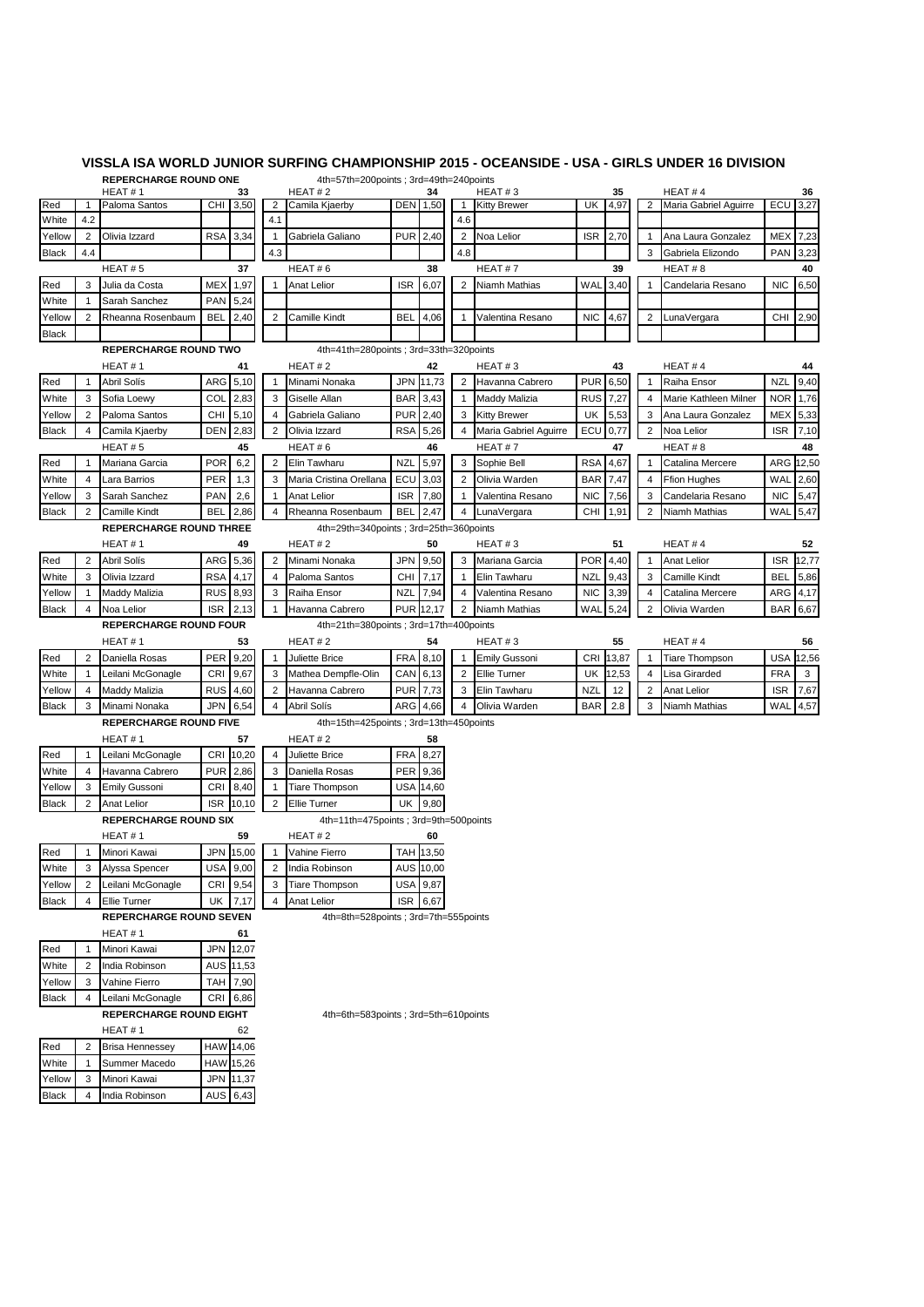# VISSLA ISA WORLD JUNIOR SURFING CHAMPIONSHIP 2015 - OCEANSIDE - USA - GIRLS UNDER 16 DIVISION

## REPECHARGE ROUND ONE

4th=57th=200points ; 3rd=49th=240points

| | HEAT # 1 | | | 33 | | HEAT # 2 | | | 34 | | HEAT # 3 | | | 35 | | HEAT # 4 | | | 36 |
|---|---|---|---|---|---|---|---|---|---|---|---|---|---|---|---|---|---|---|---|
| Red | 1 | Paloma Santos | CHI | 3,50 | 2 | Camila Kjaerby | DEN | 1,50 | 1 | Kitty Brewer | UK | 4,97 | 2 | Maria Gabriel Aguirre | ECU | 3,27 |
| White | 4.2 | | | | 4.1 | | | | 4.6 | | | | | | | |
| Yellow | 2 | Olivia Izzard | RSA | 3,34 | 1 | Gabriela Galiano | PUR | 2,40 | 2 | Noa Lelior | ISR | 2,70 | 1 | Ana Laura Gonzalez | MEX | 7,23 |
| Black | 4.4 | | | | 4.3 | | | | 4.8 | | | | 3 | Gabriela Elizondo | PAN | 3,23 |

| | HEAT # 5 | | | 37 | | HEAT # 6 | | | 38 | | HEAT # 7 | | | 39 | | HEAT # 8 | | | 40 |
|---|---|---|---|---|---|---|---|---|---|---|---|---|---|---|---|---|---|---|---|
| Red | 3 | Julia da Costa | MEX | 1,97 | 1 | Anat Lelior | ISR | 6,07 | 2 | Niamh Mathias | WAL | 3,40 | 1 | Candelaria Resano | NIC | 6,50 |
| White | 1 | Sarah Sanchez | PAN | 5,24 | | | | | | | | | | | | |
| Yellow | 2 | Rheanna Rosenbaum | BEL | 2,40 | 2 | Camille Kindt | BEL | 4,06 | 1 | Valentina Resano | NIC | 4,67 | 2 | LunaVergara | CHI | 2,90 |
| Black | | | | | | | | | | | | | | | | |

## REPECHARGE ROUND TWO

4th=41th=280points ; 3rd=33th=320points

| | HEAT # 1 | | | 41 | | HEAT # 2 | | | 42 | | HEAT # 3 | | | 43 | | HEAT # 4 | | | 44 |
|---|---|---|---|---|---|---|---|---|---|---|---|---|---|---|---|---|---|---|---|
| Red | 1 | Abril Solís | ARG | 5,10 | 1 | Minami Nonaka | JPN | 11,73 | 2 | Havanna Cabrero | PUR | 6,50 | 1 | Raiha Ensor | NZL | 9,40 |
| White | 3 | Sofia Loewy | COL | 2,83 | 3 | Giselle Allan | BAR | 3,43 | 1 | Maddy Malizia | RUS | 7,27 | 4 | Marie Kathleen Milner | NOR | 1,76 |
| Yellow | 2 | Paloma Santos | CHI | 5,10 | 4 | Gabriela Galiano | PUR | 2,40 | 3 | Kitty Brewer | UK | 5,53 | 3 | Ana Laura Gonzalez | MEX | 5,33 |
| Black | 4 | Camila Kjaerby | DEN | 2,83 | 2 | Olivia Izzard | RSA | 5,26 | 4 | Maria Gabriel Aguirre | ECU | 0,77 | 2 | Noa Lelior | ISR | 7,10 |

| | HEAT # 5 | | | 45 | | HEAT # 6 | | | 46 | | HEAT # 7 | | | 47 | | HEAT # 8 | | | 48 |
|---|---|---|---|---|---|---|---|---|---|---|---|---|---|---|---|---|---|---|---|
| Red | 1 | Mariana Garcia | POR | 6,2 | 2 | Elin Tawharu | NZL | 5,97 | 3 | Sophie Bell | RSA | 4,67 | 1 | Catalina Mercere | ARG | 12,50 |
| White | 4 | Lara Barrios | PER | 1,3 | 3 | Maria Cristina Orellana | ECU | 3,03 | 2 | Olivia Warden | BAR | 7,47 | 4 | Ffion Hughes | WAL | 2,60 |
| Yellow | 3 | Sarah Sanchez | PAN | 2,6 | 1 | Anat Lelior | ISR | 7,80 | 1 | Valentina Resano | NIC | 7,56 | 3 | Candelaria Resano | NIC | 5,47 |
| Black | 2 | Camille Kindt | BEL | 2,86 | 4 | Rheanna Rosenbaum | BEL | 2,47 | 4 | LunaVergara | CHI | 1,91 | 2 | Niamh Mathias | WAL | 5,47 |

## REPECHARGE ROUND THREE

4th=29th=340points ; 3rd=25th=360points

| | HEAT # 1 | | | 49 | | HEAT # 2 | | | 50 | | HEAT # 3 | | | 51 | | HEAT # 4 | | | 52 |
|---|---|---|---|---|---|---|---|---|---|---|---|---|---|---|---|---|---|---|---|
| Red | 2 | Abril Solís | ARG | 5,36 | 2 | Minami Nonaka | JPN | 9,50 | 3 | Mariana Garcia | POR | 4,40 | 1 | Anat Lelior | ISR | 12,77 |
| White | 3 | Olivia Izzard | RSA | 4,17 | 4 | Paloma Santos | CHI | 7,17 | 1 | Elin Tawharu | NZL | 9,43 | 3 | Camille Kindt | BEL | 5,86 |
| Yellow | 1 | Maddy Malizia | RUS | 8,93 | 3 | Raiha Ensor | NZL | 7,94 | 4 | Valentina Resano | NIC | 3,39 | 4 | Catalina Mercere | ARG | 4,17 |
| Black | 4 | Noa Lelior | ISR | 2,13 | 1 | Havanna Cabrero | PUR | 12,17 | 2 | Niamh Mathias | WAL | 5,24 | 2 | Olivia Warden | BAR | 6,67 |

## REPECHARGE ROUND FOUR

4th=21th=380points ; 3rd=17th=400points

| | HEAT # 1 | | | 53 | | HEAT # 2 | | | 54 | | HEAT # 3 | | | 55 | | HEAT # 4 | | | 56 |
|---|---|---|---|---|---|---|---|---|---|---|---|---|---|---|---|---|---|---|---|
| Red | 2 | Daniella Rosas | PER | 9,20 | 1 | Juliette Brice | FRA | 8,10 | 1 | Emily Gussoni | CRI | 13,87 | 1 | Tiare Thompson | USA | 12,56 |
| White | 1 | Leilani McGonagle | CRI | 9,67 | 3 | Mathea Dempfle-Olin | CAN | 6,13 | 2 | Ellie Turner | UK | 12,53 | 4 | Lisa Girarded | FRA | 3 |
| Yellow | 4 | Maddy Malizia | RUS | 4,60 | 2 | Havanna Cabrero | PUR | 7,73 | 3 | Elin Tawharu | NZL | 12 | 2 | Anat Lelior | ISR | 7,67 |
| Black | 3 | Minami Nonaka | JPN | 6,54 | 4 | Abril Solís | ARG | 4,66 | 4 | Olivia Warden | BAR | 2.8 | 3 | Niamh Mathias | WAL | 4,57 |

## REPECHARGE ROUND FIVE

4th=15th=425points ; 3rd=13th=450points

| | HEAT # 1 | | | 57 | | HEAT # 2 | | | 58 |
|---|---|---|---|---|---|---|---|---|---|
| Red | 1 | Leilani McGonagle | CRI | 10,20 | 4 | Juliette Brice | FRA | 8,27 |
| White | 4 | Havanna Cabrero | PUR | 2,86 | 3 | Daniella Rosas | PER | 9,36 |
| Yellow | 3 | Emily Gussoni | CRI | 8,40 | 1 | Tiare Thompson | USA | 14,60 |
| Black | 2 | Anat Lelior | ISR | 10,10 | 2 | Ellie Turner | UK | 9,80 |

## REPECHARGE ROUND SIX

4th=11th=475points ; 3rd=9th=500points

| | HEAT # 1 | | | 59 | | HEAT # 2 | | | 60 |
|---|---|---|---|---|---|---|---|---|---|
| Red | 1 | Minori Kawai | JPN | 15,00 | 1 | Vahine Fierro | TAH | 13,50 |
| White | 3 | Alyssa Spencer | USA | 9,00 | 2 | India Robinson | AUS | 10,00 |
| Yellow | 2 | Leilani McGonagle | CRI | 9,54 | 3 | Tiare Thompson | USA | 9,87 |
| Black | 4 | Ellie Turner | UK | 7,17 | 4 | Anat Lelior | ISR | 6,67 |

## REPECHARGE ROUND SEVEN

4th=8th=528points ; 3rd=7th=555points

| | HEAT # 1 | | | 61 |
|---|---|---|---|---|
| Red | 1 | Minori Kawai | JPN | 12,07 |
| White | 2 | India Robinson | AUS | 11,53 |
| Yellow | 3 | Vahine Fierro | TAH | 7,90 |
| Black | 4 | Leilani McGonagle | CRI | 6,86 |

## REPECHARGE ROUND EIGHT

4th=6th=583points ; 3rd=5th=610points

| | HEAT # 1 | | | 62 |
|---|---|---|---|---|
| Red | 2 | Brisa Hennessey | HAW | 14,06 |
| White | 1 | Summer Macedo | HAW | 15,26 |
| Yellow | 3 | Minori Kawai | JPN | 11,37 |
| Black | 4 | India Robinson | AUS | 6,43 |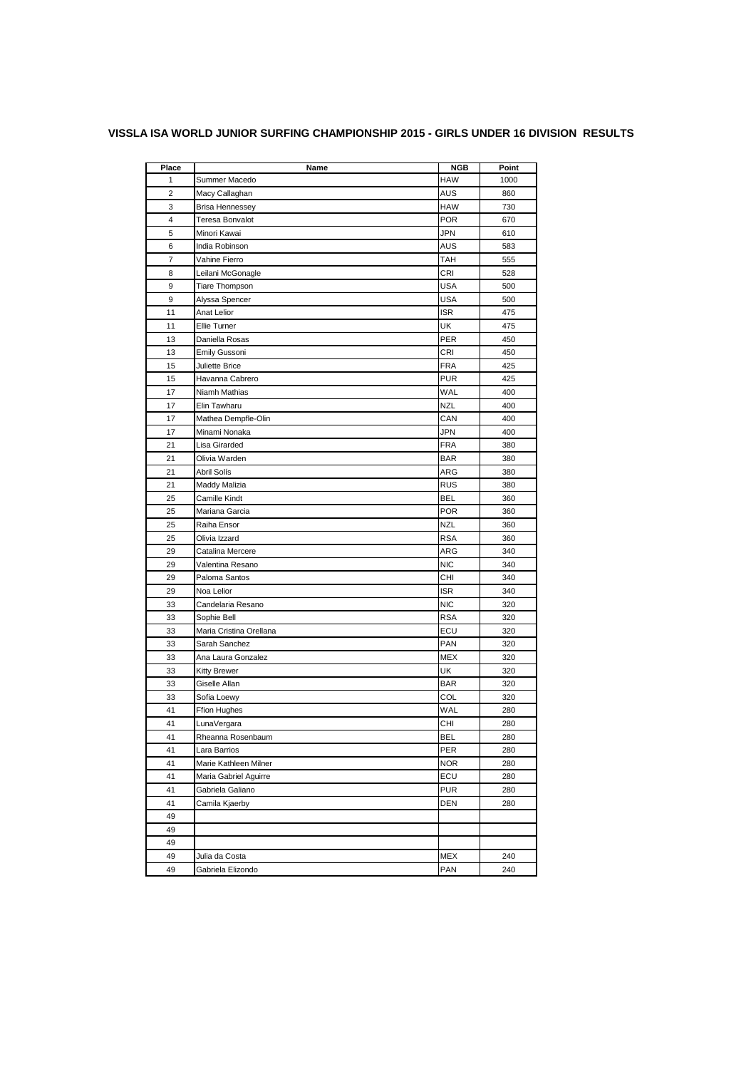# VISSLA ISA WORLD JUNIOR SURFING CHAMPIONSHIP 2015 - GIRLS UNDER 16 DIVISION RESULTS

| Place | Name | NGB | Point |
|---|---|---|---|
| 1 | Summer Macedo | HAW | 1000 |
| 2 | Macy Callaghan | AUS | 860 |
| 3 | Brisa Hennessey | HAW | 730 |
| 4 | Teresa Bonvalot | POR | 670 |
| 5 | Minori Kawai | JPN | 610 |
| 6 | India Robinson | AUS | 583 |
| 7 | Vahine Fierro | TAH | 555 |
| 8 | Leilani McGonagle | CRI | 528 |
| 9 | Tiare Thompson | USA | 500 |
| 9 | Alyssa Spencer | USA | 500 |
| 11 | Anat Lelior | ISR | 475 |
| 11 | Ellie Turner | UK | 475 |
| 13 | Daniella Rosas | PER | 450 |
| 13 | Emily Gussoni | CRI | 450 |
| 15 | Juliette Brice | FRA | 425 |
| 15 | Havanna Cabrero | PUR | 425 |
| 17 | Niamh Mathias | WAL | 400 |
| 17 | Elin Tawharu | NZL | 400 |
| 17 | Mathea Dempfle-Olin | CAN | 400 |
| 17 | Minami Nonaka | JPN | 400 |
| 21 | Lisa Girarded | FRA | 380 |
| 21 | Olivia Warden | BAR | 380 |
| 21 | Abril Solís | ARG | 380 |
| 21 | Maddy Malizia | RUS | 380 |
| 25 | Camille Kindt | BEL | 360 |
| 25 | Mariana Garcia | POR | 360 |
| 25 | Raiha Ensor | NZL | 360 |
| 25 | Olivia Izzard | RSA | 360 |
| 29 | Catalina Mercere | ARG | 340 |
| 29 | Valentina Resano | NIC | 340 |
| 29 | Paloma Santos | CHI | 340 |
| 29 | Noa Lelior | ISR | 340 |
| 33 | Candelaria Resano | NIC | 320 |
| 33 | Sophie Bell | RSA | 320 |
| 33 | Maria Cristina Orellana | ECU | 320 |
| 33 | Sarah Sanchez | PAN | 320 |
| 33 | Ana Laura Gonzalez | MEX | 320 |
| 33 | Kitty Brewer | UK | 320 |
| 33 | Giselle Allan | BAR | 320 |
| 33 | Sofia Loewy | COL | 320 |
| 41 | Ffion Hughes | WAL | 280 |
| 41 | LunaVergara | CHI | 280 |
| 41 | Rheanna Rosenbaum | BEL | 280 |
| 41 | Lara Barrios | PER | 280 |
| 41 | Marie Kathleen Milner | NOR | 280 |
| 41 | Maria Gabriel Aguirre | ECU | 280 |
| 41 | Gabriela Galiano | PUR | 280 |
| 41 | Camila Kjaerby | DEN | 280 |
| 49 | | | |
| 49 | | | |
| 49 | | | |
| 49 | Julia da Costa | MEX | 240 |
| 49 | Gabriela Elizondo | PAN | 240 |